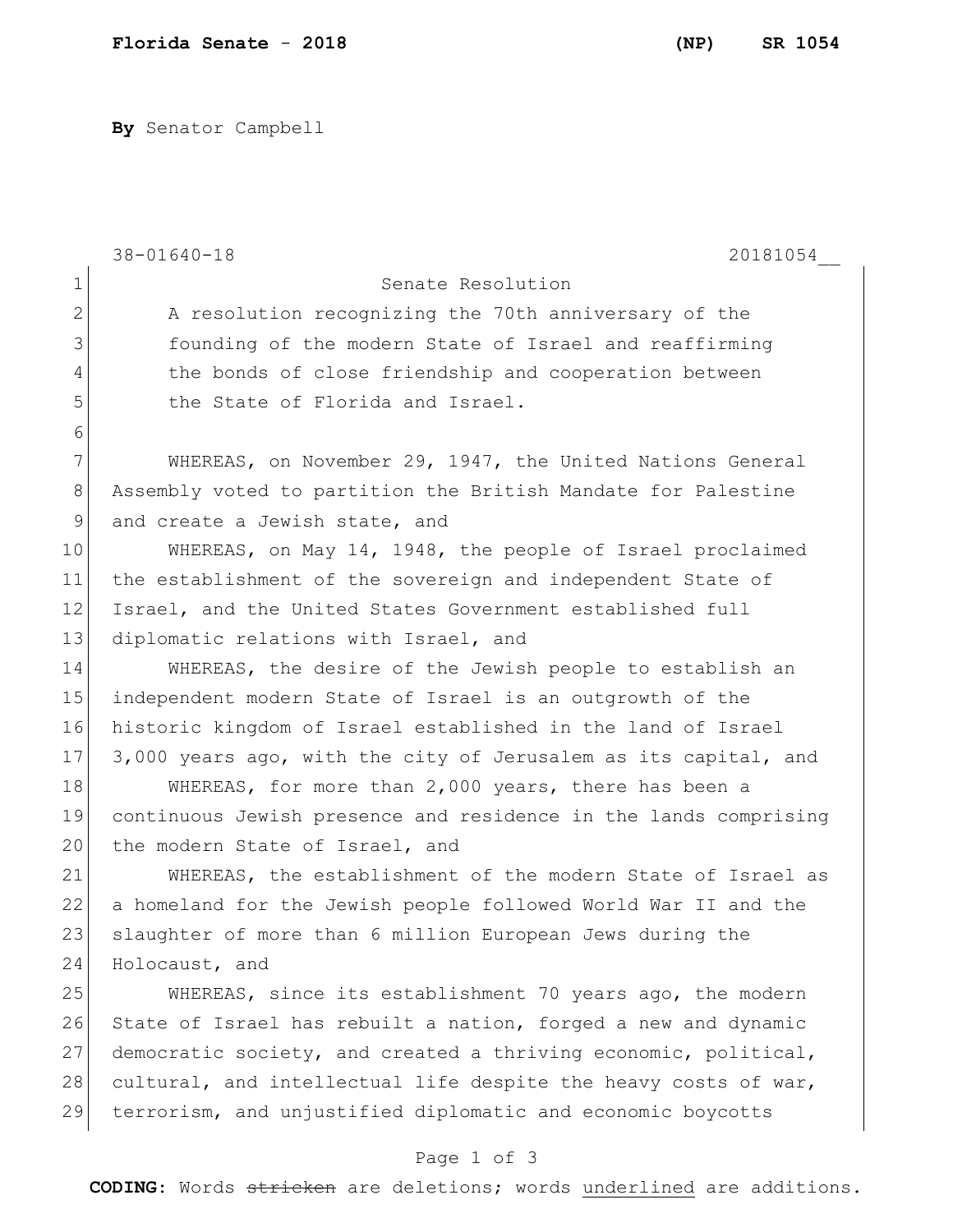**By** Senator Campbell

38-01640-18 20181054__

# Senate Resolution

A resolution recognizing the 70th anniversary of the founding of the modern State of Israel and reaffirming the bonds of close friendship and cooperation between the State of Florida and Israel.

WHEREAS, on November 29, 1947, the United Nations General Assembly voted to partition the British Mandate for Palestine and create a Jewish state, and

WHEREAS, on May 14, 1948, the people of Israel proclaimed the establishment of the sovereign and independent State of Israel, and the United States Government established full diplomatic relations with Israel, and

WHEREAS, the desire of the Jewish people to establish an independent modern State of Israel is an outgrowth of the historic kingdom of Israel established in the land of Israel 3,000 years ago, with the city of Jerusalem as its capital, and

WHEREAS, for more than 2,000 years, there has been a continuous Jewish presence and residence in the lands comprising the modern State of Israel, and

WHEREAS, the establishment of the modern State of Israel as a homeland for the Jewish people followed World War II and the slaughter of more than 6 million European Jews during the Holocaust, and

WHEREAS, since its establishment 70 years ago, the modern State of Israel has rebuilt a nation, forged a new and dynamic democratic society, and created a thriving economic, political, cultural, and intellectual life despite the heavy costs of war, terrorism, and unjustified diplomatic and economic boycotts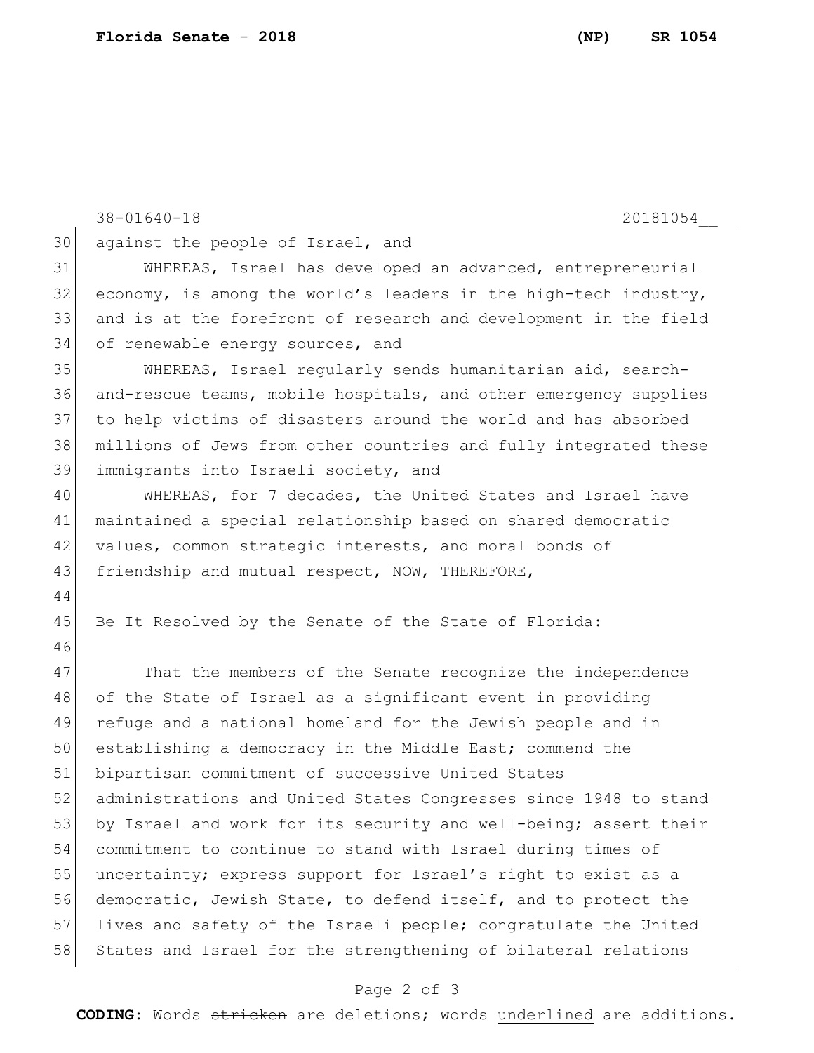38-01640-18 20181054__

against the people of Israel, and

WHEREAS, Israel has developed an advanced, entrepreneurial economy, is among the world's leaders in the high-tech industry, and is at the forefront of research and development in the field of renewable energy sources, and

WHEREAS, Israel regularly sends humanitarian aid, search-and-rescue teams, mobile hospitals, and other emergency supplies to help victims of disasters around the world and has absorbed millions of Jews from other countries and fully integrated these immigrants into Israeli society, and

WHEREAS, for 7 decades, the United States and Israel have maintained a special relationship based on shared democratic values, common strategic interests, and moral bonds of friendship and mutual respect, NOW, THEREFORE,

Be It Resolved by the Senate of the State of Florida:

That the members of the Senate recognize the independence of the State of Israel as a significant event in providing refuge and a national homeland for the Jewish people and in establishing a democracy in the Middle East; commend the bipartisan commitment of successive United States administrations and United States Congresses since 1948 to stand by Israel and work for its security and well-being; assert their commitment to continue to stand with Israel during times of uncertainty; express support for Israel's right to exist as a democratic, Jewish State, to defend itself, and to protect the lives and safety of the Israeli people; congratulate the United States and Israel for the strengthening of bilateral relations

**CODING:** Words ~~stricken~~ are deletions; words <u>underlined</u> are additions.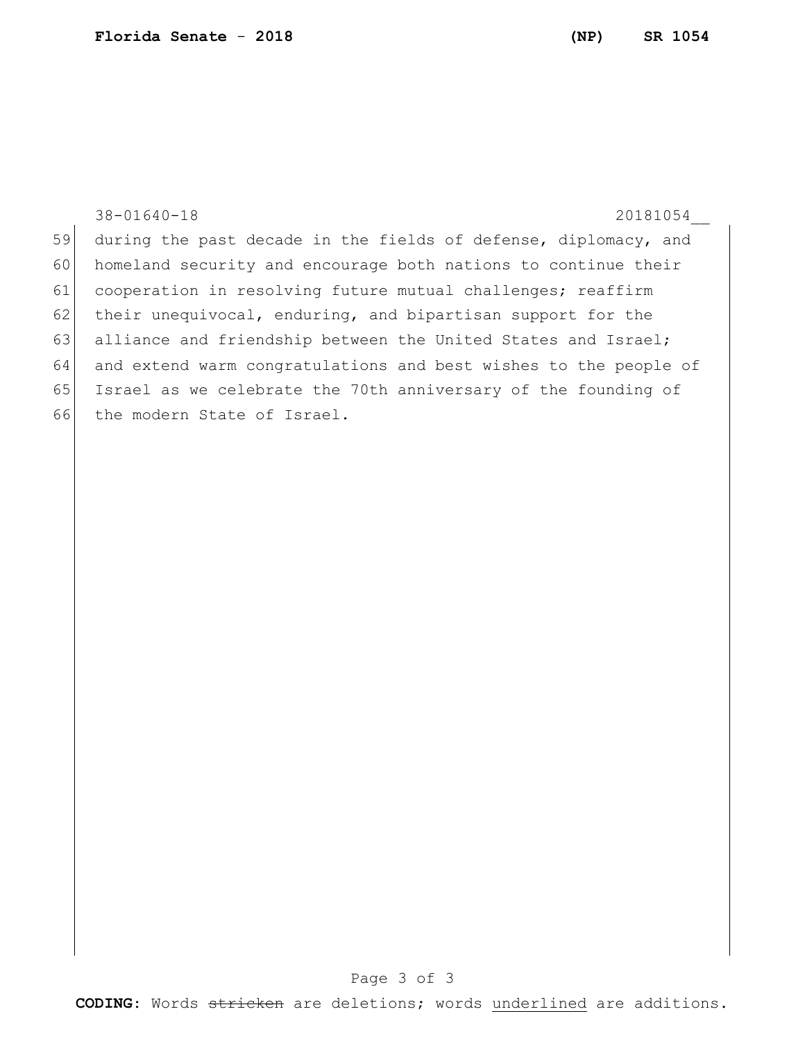38-01640-18 20181054__

59 during the past decade in the fields of defense, diplomacy, and
60 homeland security and encourage both nations to continue their
61 cooperation in resolving future mutual challenges; reaffirm
62 their unequivocal, enduring, and bipartisan support for the
63 alliance and friendship between the United States and Israel;
64 and extend warm congratulations and best wishes to the people of
65 Israel as we celebrate the 70th anniversary of the founding of
66 the modern State of Israel.

**CODING:** Words ~~stricken~~ are deletions; words <u>underlined</u> are additions.